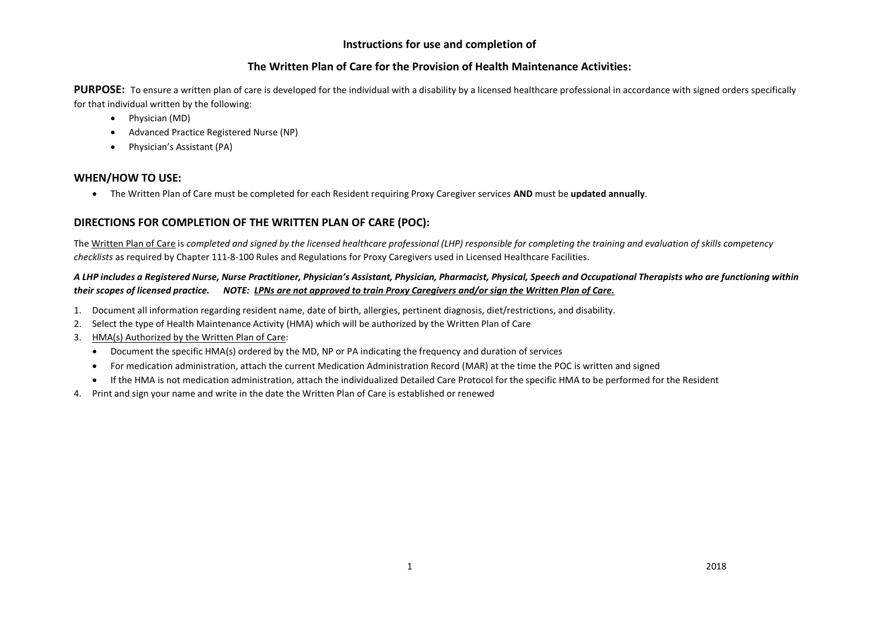## Instructions for use and completion of

## The Written Plan of Care for the Provision of Health Maintenance Activities:

**PURPOSE:** To ensure a written plan of care is developed for the individual with a disability by a licensed healthcare professional in accordance with signed orders specifically for that individual written by the following:

- Physician (MD)
- Advanced Practice Registered Nurse (NP)
- Physician's Assistant (PA)

### WHEN/HOW TO USE:

- The Written Plan of Care must be completed for each Resident requiring Proxy Caregiver services **AND** must be **updated annually**.

### DIRECTIONS FOR COMPLETION OF THE WRITTEN PLAN OF CARE (POC):

The <u>Written Plan of Care</u> is *completed and signed by the licensed healthcare professional (LHP) responsible for completing the training and evaluation of skills competency checklists* as required by Chapter 111-8-100 Rules and Regulations for Proxy Caregivers used in Licensed Healthcare Facilities.

***A LHP includes a Registered Nurse, Nurse Practitioner, Physician's Assistant, Physician, Pharmacist, Physical, Speech and Occupational Therapists who are functioning within their scopes of licensed practice. NOTE: <u>LPNs are not approved to train Proxy Caregivers and/or sign the Written Plan of Care.</u>***

1. Document all information regarding resident name, date of birth, allergies, pertinent diagnosis, diet/restrictions, and disability.
2. Select the type of Health Maintenance Activity (HMA) which will be authorized by the Written Plan of Care
3. <u>HMA(s) Authorized by the Written Plan of Care</u>:
   - Document the specific HMA(s) ordered by the MD, NP or PA indicating the frequency and duration of services
   - For medication administration, attach the current Medication Administration Record (MAR) at the time the POC is written and signed
   - If the HMA is not medication administration, attach the individualized Detailed Care Protocol for the specific HMA to be performed for the Resident
4. Print and sign your name and write in the date the Written Plan of Care is established or renewed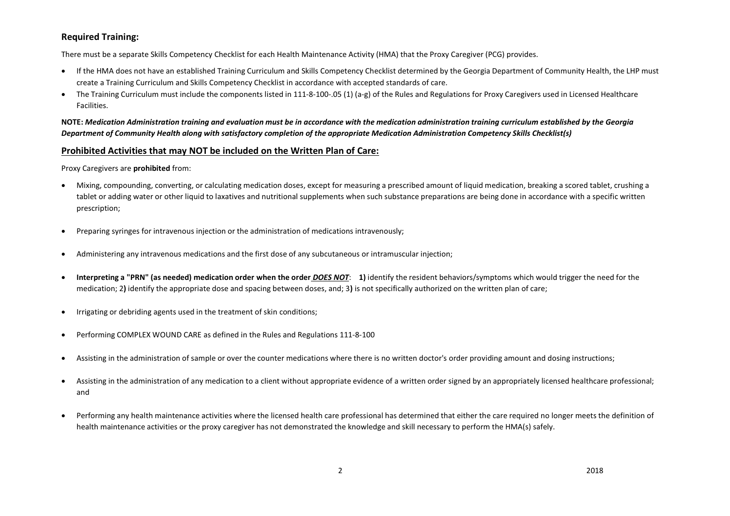## Required Training:

There must be a separate Skills Competency Checklist for each Health Maintenance Activity (HMA) that the Proxy Caregiver (PCG) provides.

- If the HMA does not have an established Training Curriculum and Skills Competency Checklist determined by the Georgia Department of Community Health, the LHP must create a Training Curriculum and Skills Competency Checklist in accordance with accepted standards of care.
- The Training Curriculum must include the components listed in 111-8-100-.05 (1) (a-g) of the Rules and Regulations for Proxy Caregivers used in Licensed Healthcare Facilities.

**NOTE:** ***Medication Administration training and evaluation must be in accordance with the medication administration training curriculum established by the Georgia Department of Community Health along with satisfactory completion of the appropriate Medication Administration Competency Skills Checklist(s)***

## Prohibited Activities that may NOT be included on the Written Plan of Care:

Proxy Caregivers are **prohibited** from:

- Mixing, compounding, converting, or calculating medication doses, except for measuring a prescribed amount of liquid medication, breaking a scored tablet, crushing a tablet or adding water or other liquid to laxatives and nutritional supplements when such substance preparations are being done in accordance with a specific written prescription;
- Preparing syringes for intravenous injection or the administration of medications intravenously;
- Administering any intravenous medications and the first dose of any subcutaneous or intramuscular injection;
- **Interpreting a "PRN" (as needed) medication order when the order *DOES NOT*:** **1)** identify the resident behaviors/symptoms which would trigger the need for the medication; 2**)** identify the appropriate dose and spacing between doses, and; 3**)** is not specifically authorized on the written plan of care;
- Irrigating or debriding agents used in the treatment of skin conditions;
- Performing COMPLEX WOUND CARE as defined in the Rules and Regulations 111-8-100
- Assisting in the administration of sample or over the counter medications where there is no written doctor's order providing amount and dosing instructions;
- Assisting in the administration of any medication to a client without appropriate evidence of a written order signed by an appropriately licensed healthcare professional; and
- Performing any health maintenance activities where the licensed health care professional has determined that either the care required no longer meets the definition of health maintenance activities or the proxy caregiver has not demonstrated the knowledge and skill necessary to perform the HMA(s) safely.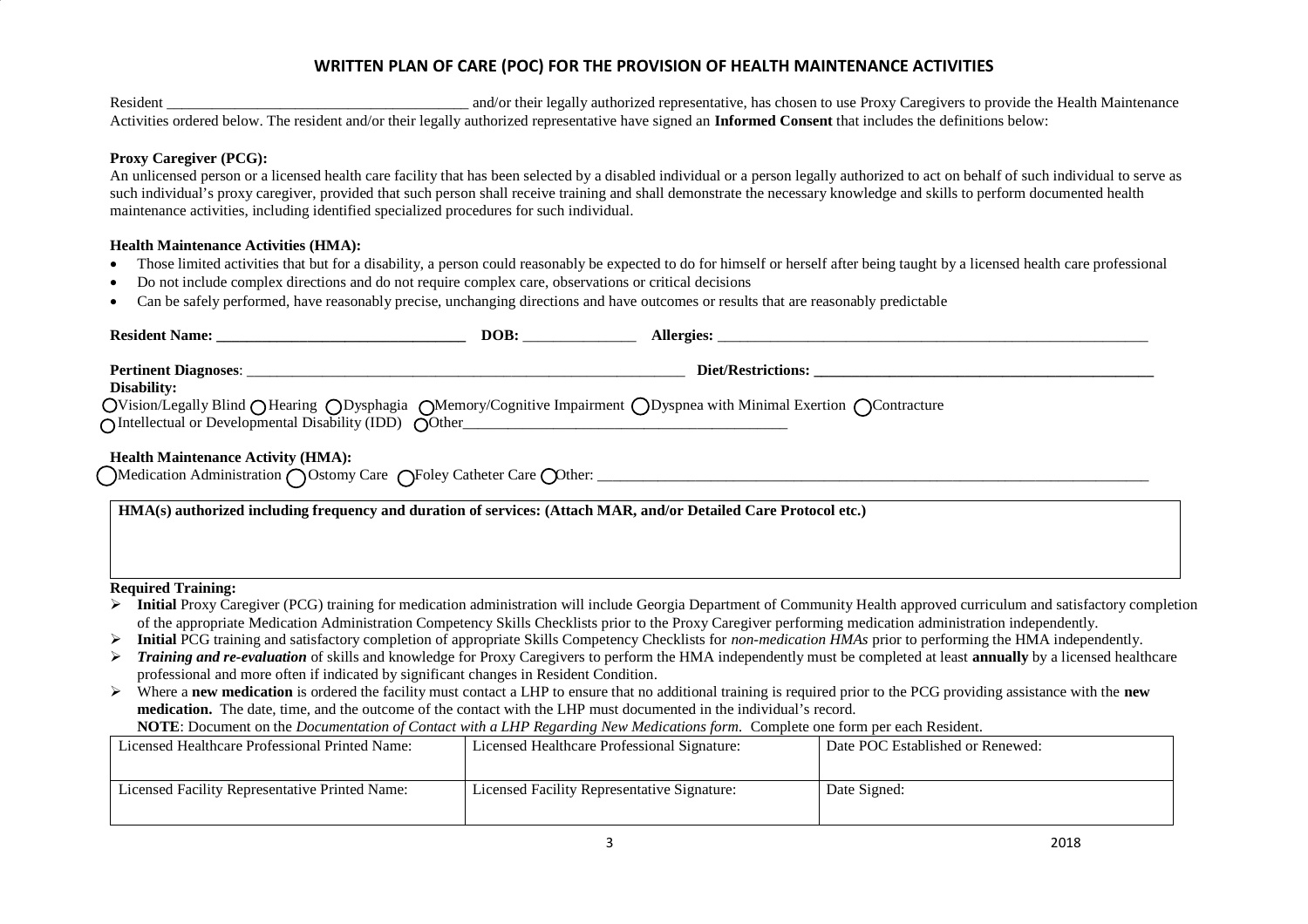# WRITTEN PLAN OF CARE (POC) FOR THE PROVISION OF HEALTH MAINTENANCE ACTIVITIES

Resident ________________________________________ and/or their legally authorized representative, has chosen to use Proxy Caregivers to provide the Health Maintenance Activities ordered below. The resident and/or their legally authorized representative have signed an **Informed Consent** that includes the definitions below:

**Proxy Caregiver (PCG):**
An unlicensed person or a licensed health care facility that has been selected by a disabled individual or a person legally authorized to act on behalf of such individual to serve as such individual's proxy caregiver, provided that such person shall receive training and shall demonstrate the necessary knowledge and skills to perform documented health maintenance activities, including identified specialized procedures for such individual.

**Health Maintenance Activities (HMA):**

- Those limited activities that but for a disability, a person could reasonably be expected to do for himself or herself after being taught by a licensed health care professional
- Do not include complex directions and do not require complex care, observations or critical decisions
- Can be safely performed, have reasonably precise, unchanging directions and have outcomes or results that are reasonably predictable

**Resident Name: ________________________________** **DOB:** _______________ **Allergies:** ____________________________________________________________

**Pertinent Diagnoses**: ____________________________________________________________ **Diet/Restrictions: ______________________________________________**

**Disability:**
◯Vision/Legally Blind ◯Hearing ◯Dysphagia ◯Memory/Cognitive Impairment ◯Dyspnea with Minimal Exertion ◯Contracture
◯Intellectual or Developmental Disability (IDD) ◯Other_____________________________________________

**Health Maintenance Activity (HMA):**
◯Medication Administration ◯Ostomy Care ◯Foley Catheter Care ◯Other: ____________________________________________________________________________

| **HMA(s) authorized including frequency and duration of services: (Attach MAR, and/or Detailed Care Protocol etc.)** |
|---|
| |

**Required Training:**

- **Initial** Proxy Caregiver (PCG) training for medication administration will include Georgia Department of Community Health approved curriculum and satisfactory completion of the appropriate Medication Administration Competency Skills Checklists prior to the Proxy Caregiver performing medication administration independently.
- **Initial** PCG training and satisfactory completion of appropriate Skills Competency Checklists for *non-medication HMAs* prior to performing the HMA independently.
- ***Training and re-evaluation*** of skills and knowledge for Proxy Caregivers to perform the HMA independently must be completed at least **annually** by a licensed healthcare professional and more often if indicated by significant changes in Resident Condition.
- Where a **new medication** is ordered the facility must contact a LHP to ensure that no additional training is required prior to the PCG providing assistance with the **new medication.** The date, time, and the outcome of the contact with the LHP must documented in the individual's record.
  **NOTE**: Document on the *Documentation of Contact with a LHP Regarding New Medications form*. Complete one form per each Resident.

| Licensed Healthcare Professional Printed Name: | Licensed Healthcare Professional Signature: | Date POC Established or Renewed: |
|---|---|---|
| Licensed Facility Representative Printed Name: | Licensed Facility Representative Signature: | Date Signed: |

2018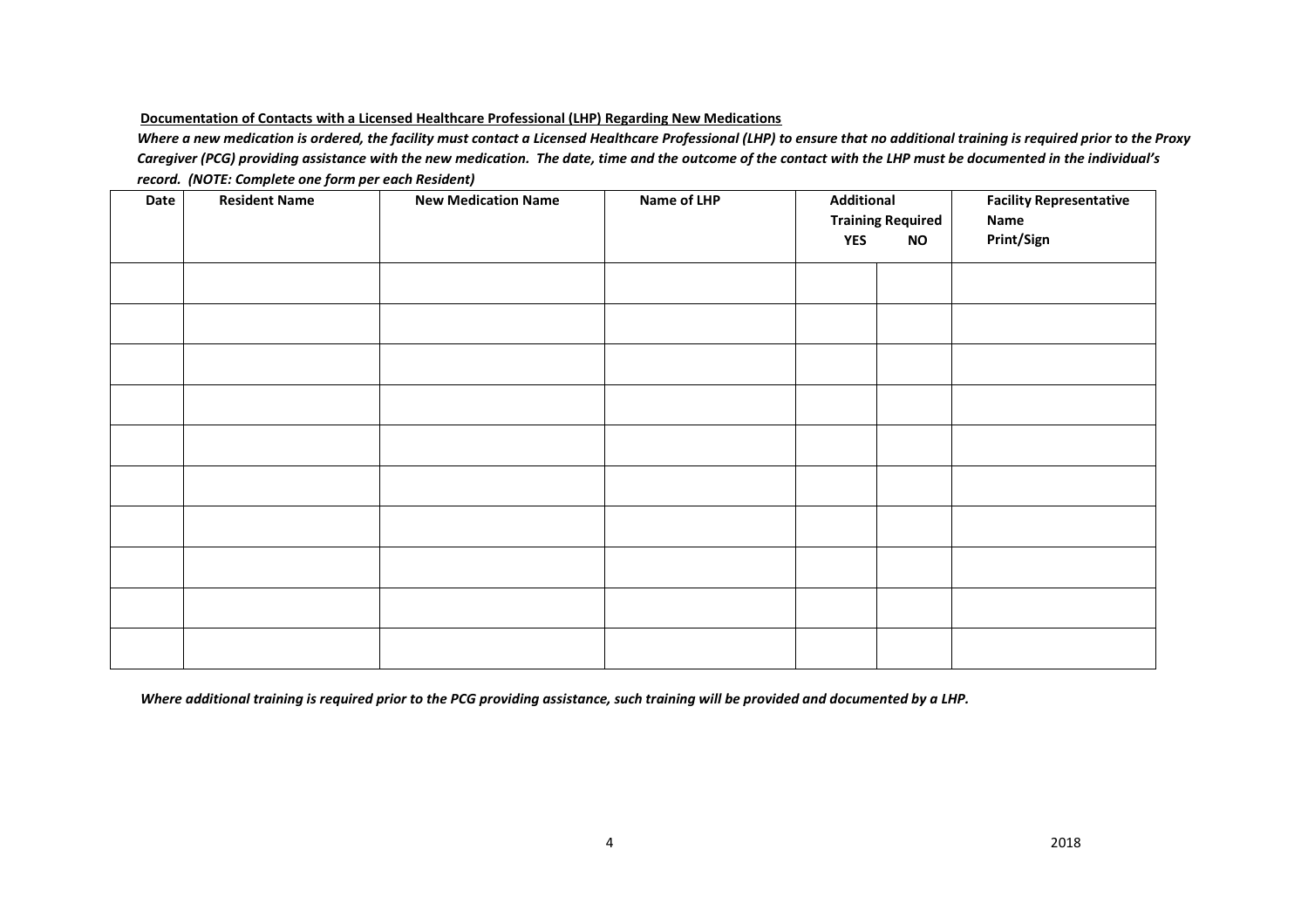**Documentation of Contacts with a Licensed Healthcare Professional (LHP) Regarding New Medications**

*Where a new medication is ordered, the facility must contact a Licensed Healthcare Professional (LHP) to ensure that no additional training is required prior to the Proxy Caregiver (PCG) providing assistance with the new medication. The date, time and the outcome of the contact with the LHP must be documented in the individual's record. (NOTE: Complete one form per each Resident)*

| Date | Resident Name | New Medication Name | Name of LHP | Additional Training Required | | Facility Representative Name Print/Sign |
|---|---|---|---|---|---|---|
| | | | | YES | NO | |
| | | | | | | |
| | | | | | | |
| | | | | | | |
| | | | | | | |
| | | | | | | |
| | | | | | | |
| | | | | | | |
| | | | | | | |
| | | | | | | |
| | | | | | | |

*Where additional training is required prior to the PCG providing assistance, such training will be provided and documented by a LHP.*

2018